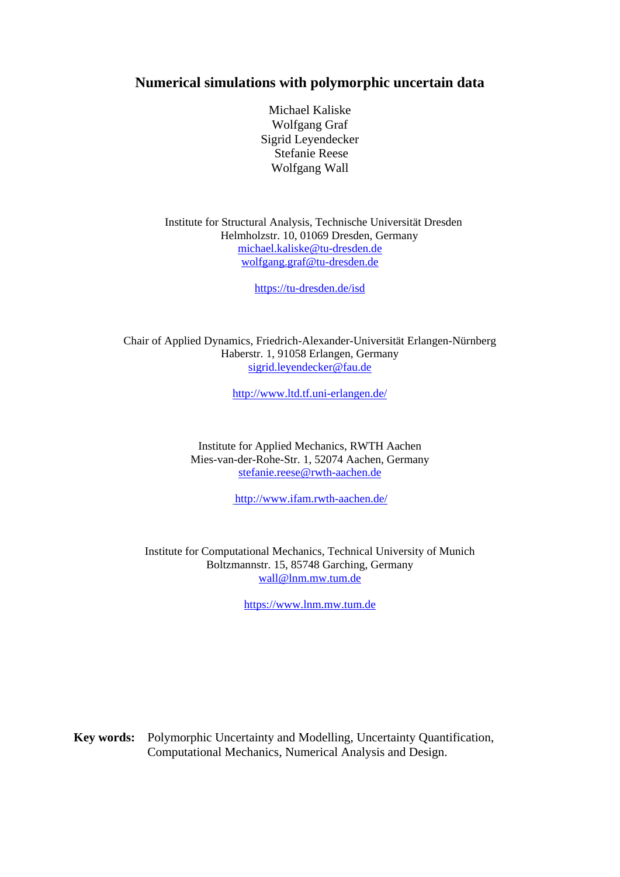# Numerical simulations with polymorphic uncertain data

Michael Kaliske
Wolfgang Graf
Sigrid Leyendecker
Stefanie Reese
Wolfgang Wall

Institute for Structural Analysis, Technische Universität Dresden
Helmholzstr. 10, 01069 Dresden, Germany
michael.kaliske@tu-dresden.de
wolfgang.graf@tu-dresden.de

https://tu-dresden.de/isd

Chair of Applied Dynamics, Friedrich-Alexander-Universität Erlangen-Nürnberg
Haberstr. 1, 91058 Erlangen, Germany
sigrid.leyendecker@fau.de

http://www.ltd.tf.uni-erlangen.de/

Institute for Applied Mechanics, RWTH Aachen
Mies-van-der-Rohe-Str. 1, 52074 Aachen, Germany
stefanie.reese@rwth-aachen.de

http://www.ifam.rwth-aachen.de/

Institute for Computational Mechanics, Technical University of Munich
Boltzmannstr. 15, 85748 Garching, Germany
wall@lnm.mw.tum.de

https://www.lnm.mw.tum.de

**Key words:** Polymorphic Uncertainty and Modelling, Uncertainty Quantification, Computational Mechanics, Numerical Analysis and Design.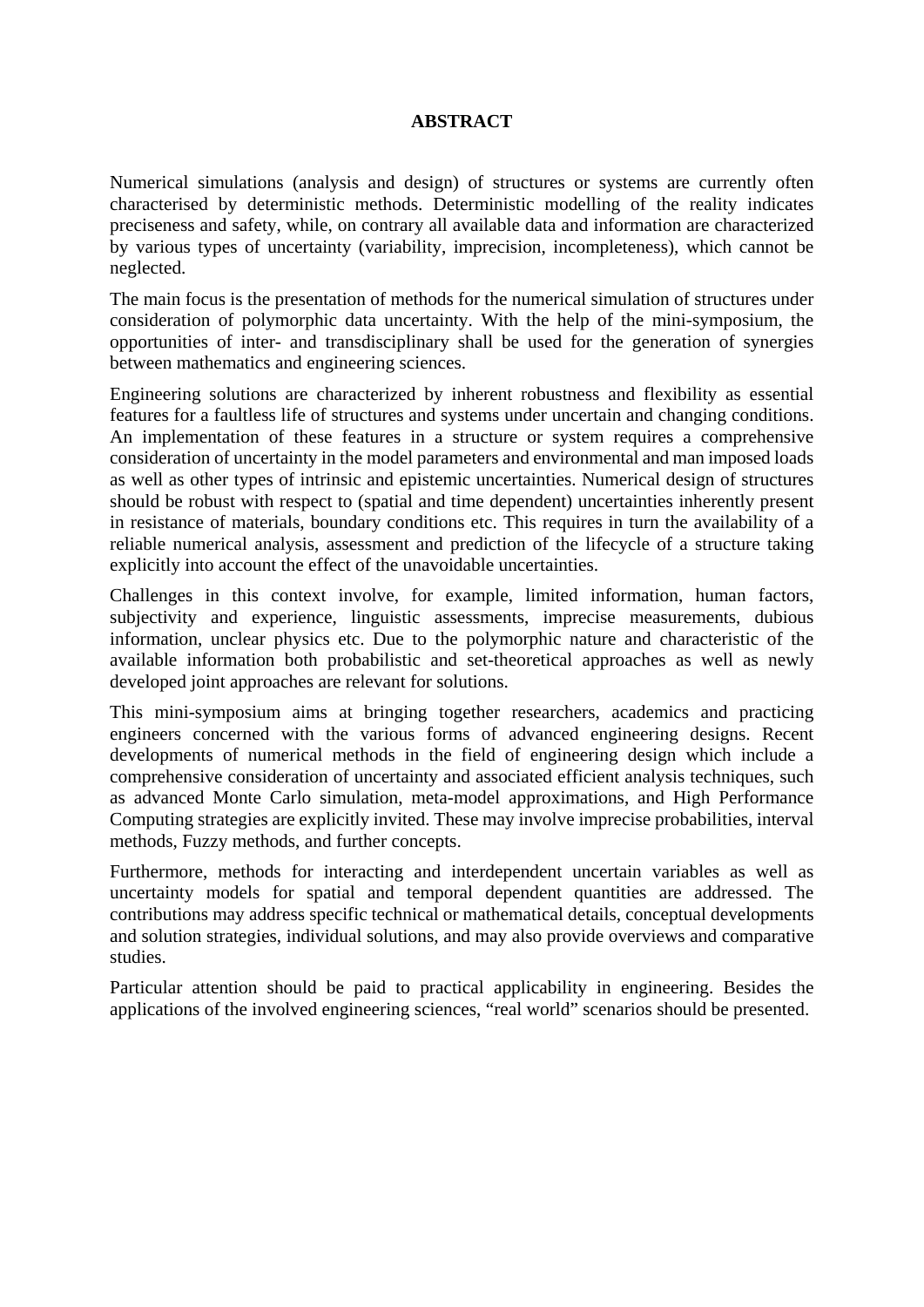## ABSTRACT

Numerical simulations (analysis and design) of structures or systems are currently often characterised by deterministic methods. Deterministic modelling of the reality indicates preciseness and safety, while, on contrary all available data and information are characterized by various types of uncertainty (variability, imprecision, incompleteness), which cannot be neglected.

The main focus is the presentation of methods for the numerical simulation of structures under consideration of polymorphic data uncertainty. With the help of the mini-symposium, the opportunities of inter- and transdisciplinary shall be used for the generation of synergies between mathematics and engineering sciences.

Engineering solutions are characterized by inherent robustness and flexibility as essential features for a faultless life of structures and systems under uncertain and changing conditions. An implementation of these features in a structure or system requires a comprehensive consideration of uncertainty in the model parameters and environmental and man imposed loads as well as other types of intrinsic and epistemic uncertainties. Numerical design of structures should be robust with respect to (spatial and time dependent) uncertainties inherently present in resistance of materials, boundary conditions etc. This requires in turn the availability of a reliable numerical analysis, assessment and prediction of the lifecycle of a structure taking explicitly into account the effect of the unavoidable uncertainties.

Challenges in this context involve, for example, limited information, human factors, subjectivity and experience, linguistic assessments, imprecise measurements, dubious information, unclear physics etc. Due to the polymorphic nature and characteristic of the available information both probabilistic and set-theoretical approaches as well as newly developed joint approaches are relevant for solutions.

This mini-symposium aims at bringing together researchers, academics and practicing engineers concerned with the various forms of advanced engineering designs. Recent developments of numerical methods in the field of engineering design which include a comprehensive consideration of uncertainty and associated efficient analysis techniques, such as advanced Monte Carlo simulation, meta-model approximations, and High Performance Computing strategies are explicitly invited. These may involve imprecise probabilities, interval methods, Fuzzy methods, and further concepts.

Furthermore, methods for interacting and interdependent uncertain variables as well as uncertainty models for spatial and temporal dependent quantities are addressed. The contributions may address specific technical or mathematical details, conceptual developments and solution strategies, individual solutions, and may also provide overviews and comparative studies.

Particular attention should be paid to practical applicability in engineering. Besides the applications of the involved engineering sciences, “real world” scenarios should be presented.